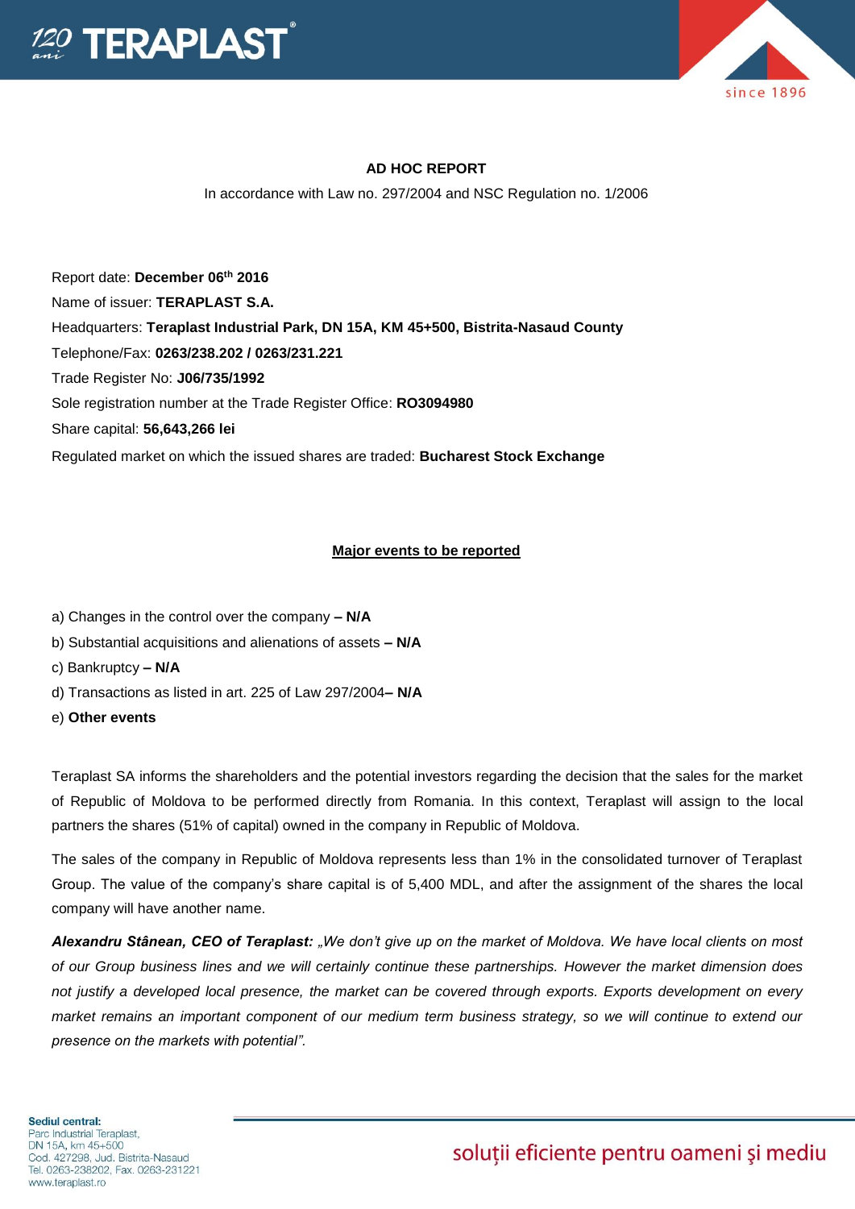## AD HOC REPORT

In accordance with Law no. 297/2004 and NSC Regulation no. 1/2006

Report date: **December 06th 2016**

Name of issuer: **TERAPLAST S.A.**

Headquarters: **Teraplast Industrial Park, DN 15A, KM 45+500, Bistrita-Nasaud County**

Telephone/Fax: **0263/238.202 / 0263/231.221**

Trade Register No: **J06/735/1992**

Sole registration number at the Trade Register Office: **RO3094980**

Share capital: **56,643,266 lei**

Regulated market on which the issued shares are traded: **Bucharest Stock Exchange**

### Major events to be reported

a) Changes in the control over the company **– N/A**

b) Substantial acquisitions and alienations of assets **– N/A**

c) Bankruptcy **– N/A**

d) Transactions as listed in art. 225 of Law 297/2004**– N/A**

e) **Other events**

Teraplast SA informs the shareholders and the potential investors regarding the decision that the sales for the market of Republic of Moldova to be performed directly from Romania. In this context, Teraplast will assign to the local partners the shares (51% of capital) owned in the company in Republic of Moldova.

The sales of the company in Republic of Moldova represents less than 1% in the consolidated turnover of Teraplast Group. The value of the company's share capital is of 5,400 MDL, and after the assignment of the shares the local company will have another name.

***Alexandru Stânean, CEO of Teraplast:*** *„We don't give up on the market of Moldova. We have local clients on most of our Group business lines and we will certainly continue these partnerships. However the market dimension does not justify a developed local presence, the market can be covered through exports. Exports development on every market remains an important component of our medium term business strategy, so we will continue to extend our presence on the markets with potential".*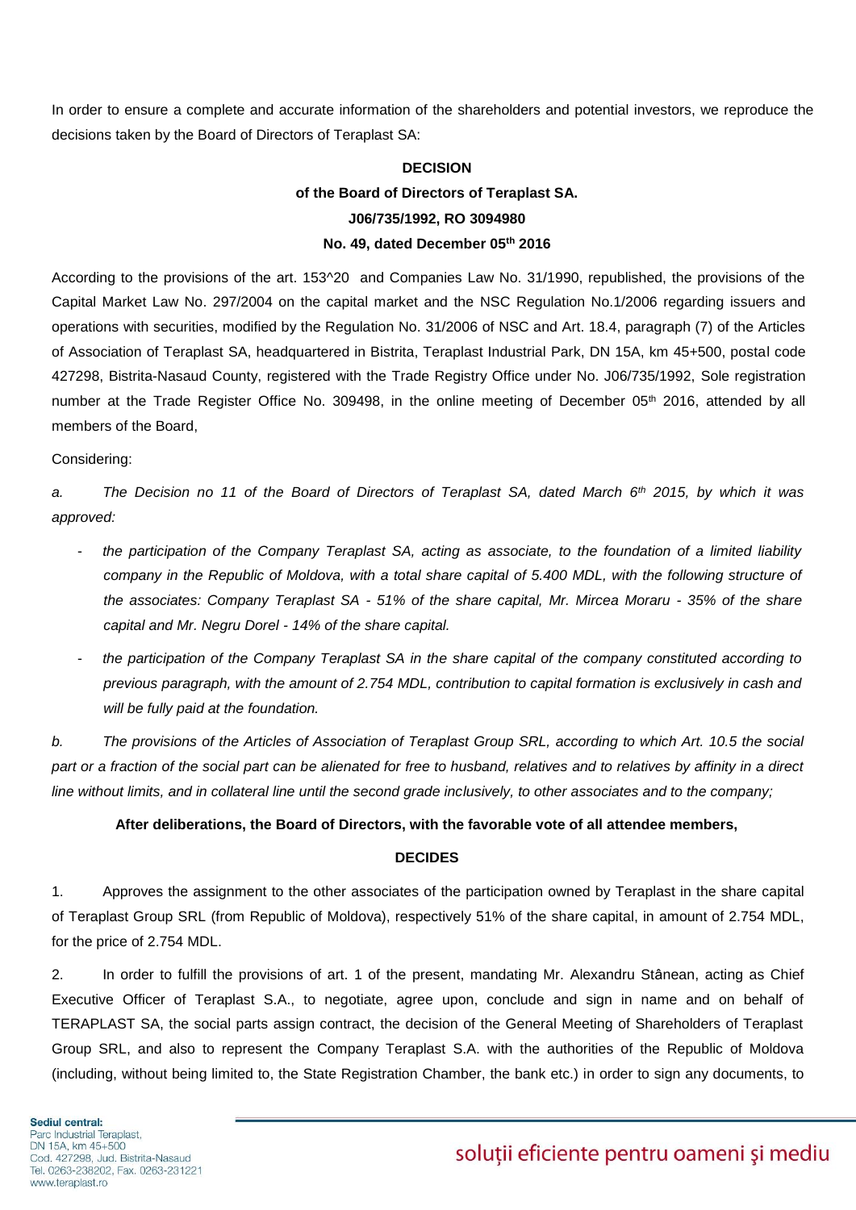In order to ensure a complete and accurate information of the shareholders and potential investors, we reproduce the decisions taken by the Board of Directors of Teraplast SA:

**DECISION**

**of the Board of Directors of Teraplast SA.**

**J06/735/1992, RO 3094980**

**No. 49, dated December 05th 2016**

According to the provisions of the art. 153^20 and Companies Law No. 31/1990, republished, the provisions of the Capital Market Law No. 297/2004 on the capital market and the NSC Regulation No.1/2006 regarding issuers and operations with securities, modified by the Regulation No. 31/2006 of NSC and Art. 18.4, paragraph (7) of the Articles of Association of Teraplast SA, headquartered in Bistrita, Teraplast Industrial Park, DN 15A, km 45+500, postal code 427298, Bistrita-Nasaud County, registered with the Trade Registry Office under No. J06/735/1992, Sole registration number at the Trade Register Office No. 309498, in the online meeting of December 05th 2016, attended by all members of the Board,

Considering:

*a. The Decision no 11 of the Board of Directors of Teraplast SA, dated March 6th 2015, by which it was approved:*

- *the participation of the Company Teraplast SA, acting as associate, to the foundation of a limited liability company in the Republic of Moldova, with a total share capital of 5.400 MDL, with the following structure of the associates: Company Teraplast SA - 51% of the share capital, Mr. Mircea Moraru - 35% of the share capital and Mr. Negru Dorel - 14% of the share capital.*
- *the participation of the Company Teraplast SA in the share capital of the company constituted according to previous paragraph, with the amount of 2.754 MDL, contribution to capital formation is exclusively in cash and will be fully paid at the foundation.*

*b. The provisions of the Articles of Association of Teraplast Group SRL, according to which Art. 10.5 the social part or a fraction of the social part can be alienated for free to husband, relatives and to relatives by affinity in a direct line without limits, and in collateral line until the second grade inclusively, to other associates and to the company;*

**After deliberations, the Board of Directors, with the favorable vote of all attendee members,**

**DECIDES**

1. Approves the assignment to the other associates of the participation owned by Teraplast in the share capital of Teraplast Group SRL (from Republic of Moldova), respectively 51% of the share capital, in amount of 2.754 MDL, for the price of 2.754 MDL.

2. In order to fulfill the provisions of art. 1 of the present, mandating Mr. Alexandru Stânean, acting as Chief Executive Officer of Teraplast S.A., to negotiate, agree upon, conclude and sign in name and on behalf of TERAPLAST SA, the social parts assign contract, the decision of the General Meeting of Shareholders of Teraplast Group SRL, and also to represent the Company Teraplast S.A. with the authorities of the Republic of Moldova (including, without being limited to, the State Registration Chamber, the bank etc.) in order to sign any documents, to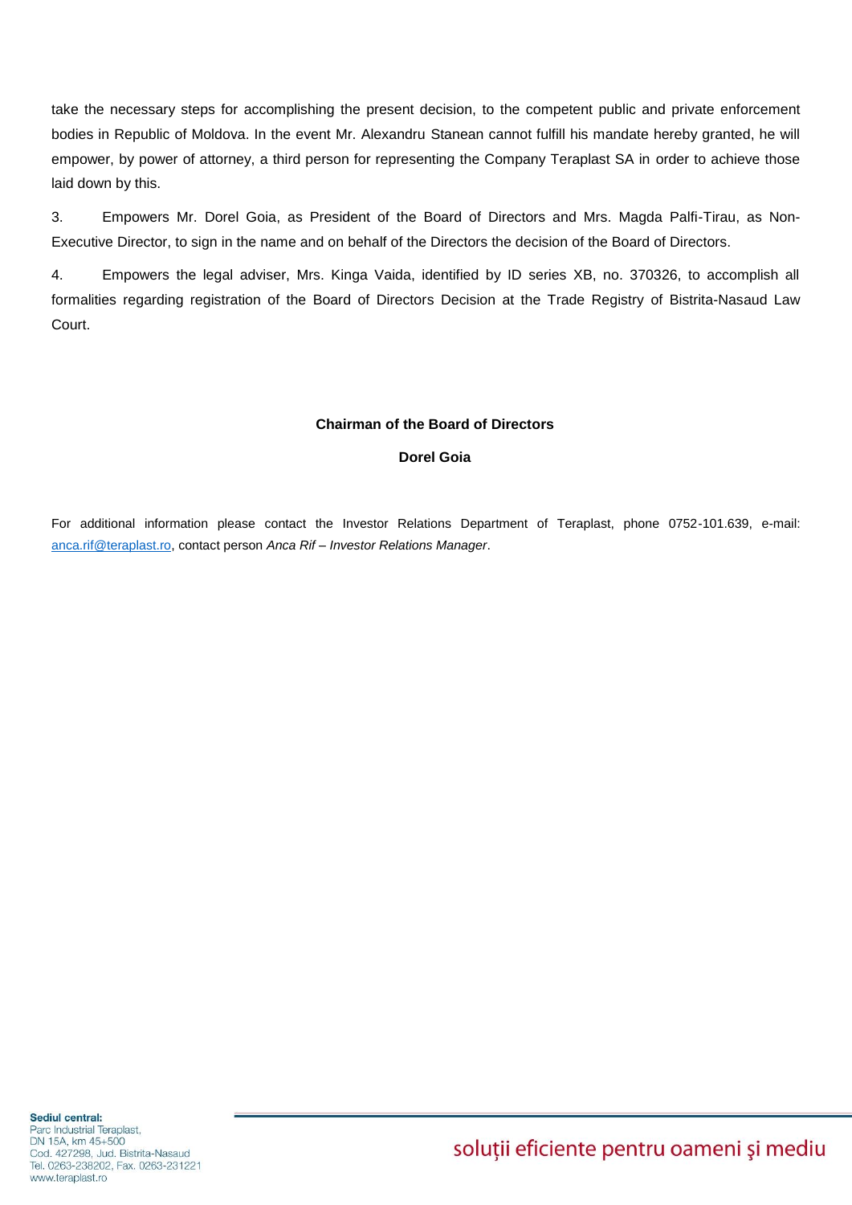take the necessary steps for accomplishing the present decision, to the competent public and private enforcement bodies in Republic of Moldova. In the event Mr. Alexandru Stanean cannot fulfill his mandate hereby granted, he will empower, by power of attorney, a third person for representing the Company Teraplast SA in order to achieve those laid down by this.

3. Empowers Mr. Dorel Goia, as President of the Board of Directors and Mrs. Magda Palfi-Tirau, as Non-Executive Director, to sign in the name and on behalf of the Directors the decision of the Board of Directors.

4. Empowers the legal adviser, Mrs. Kinga Vaida, identified by ID series XB, no. 370326, to accomplish all formalities regarding registration of the Board of Directors Decision at the Trade Registry of Bistrita-Nasaud Law Court.

**Chairman of the Board of Directors**

**Dorel Goia**

For additional information please contact the Investor Relations Department of Teraplast, phone 0752-101.639, e-mail: anca.rif@teraplast.ro, contact person *Anca Rif – Investor Relations Manager*.